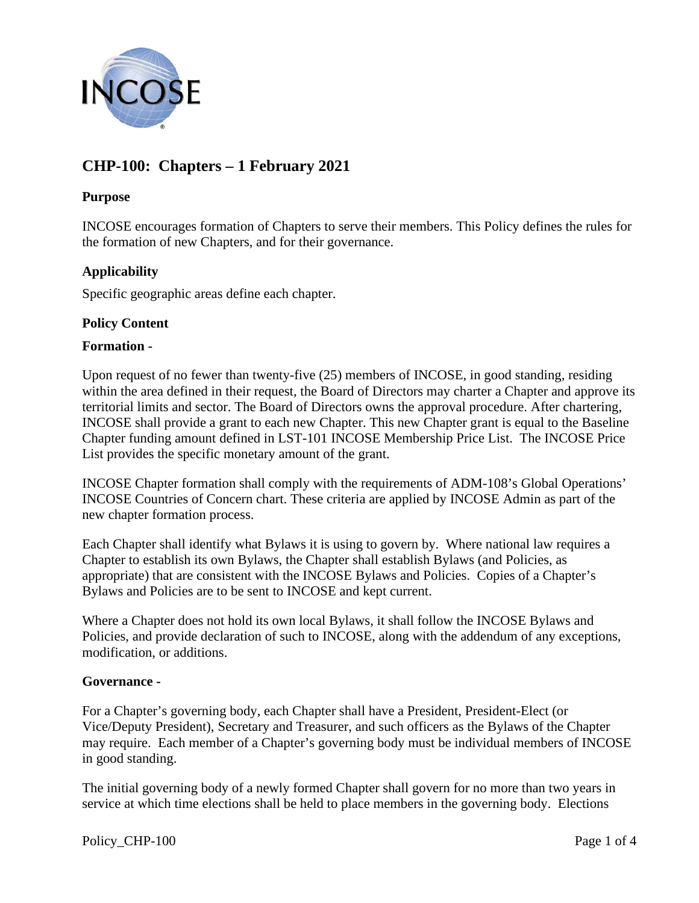# CHP-100: Chapters – 1 February 2021

## Purpose

INCOSE encourages formation of Chapters to serve their members. This Policy defines the rules for the formation of new Chapters, and for their governance.

## Applicability

Specific geographic areas define each chapter.

## Policy Content

### Formation -

Upon request of no fewer than twenty-five (25) members of INCOSE, in good standing, residing within the area defined in their request, the Board of Directors may charter a Chapter and approve its territorial limits and sector. The Board of Directors owns the approval procedure. After chartering, INCOSE shall provide a grant to each new Chapter. This new Chapter grant is equal to the Baseline Chapter funding amount defined in LST-101 INCOSE Membership Price List. The INCOSE Price List provides the specific monetary amount of the grant.

INCOSE Chapter formation shall comply with the requirements of ADM-108's Global Operations' INCOSE Countries of Concern chart. These criteria are applied by INCOSE Admin as part of the new chapter formation process.

Each Chapter shall identify what Bylaws it is using to govern by. Where national law requires a Chapter to establish its own Bylaws, the Chapter shall establish Bylaws (and Policies, as appropriate) that are consistent with the INCOSE Bylaws and Policies. Copies of a Chapter's Bylaws and Policies are to be sent to INCOSE and kept current.

Where a Chapter does not hold its own local Bylaws, it shall follow the INCOSE Bylaws and Policies, and provide declaration of such to INCOSE, along with the addendum of any exceptions, modification, or additions.

### Governance -

For a Chapter's governing body, each Chapter shall have a President, President-Elect (or Vice/Deputy President), Secretary and Treasurer, and such officers as the Bylaws of the Chapter may require. Each member of a Chapter's governing body must be individual members of INCOSE in good standing.

The initial governing body of a newly formed Chapter shall govern for no more than two years in service at which time elections shall be held to place members in the governing body. Elections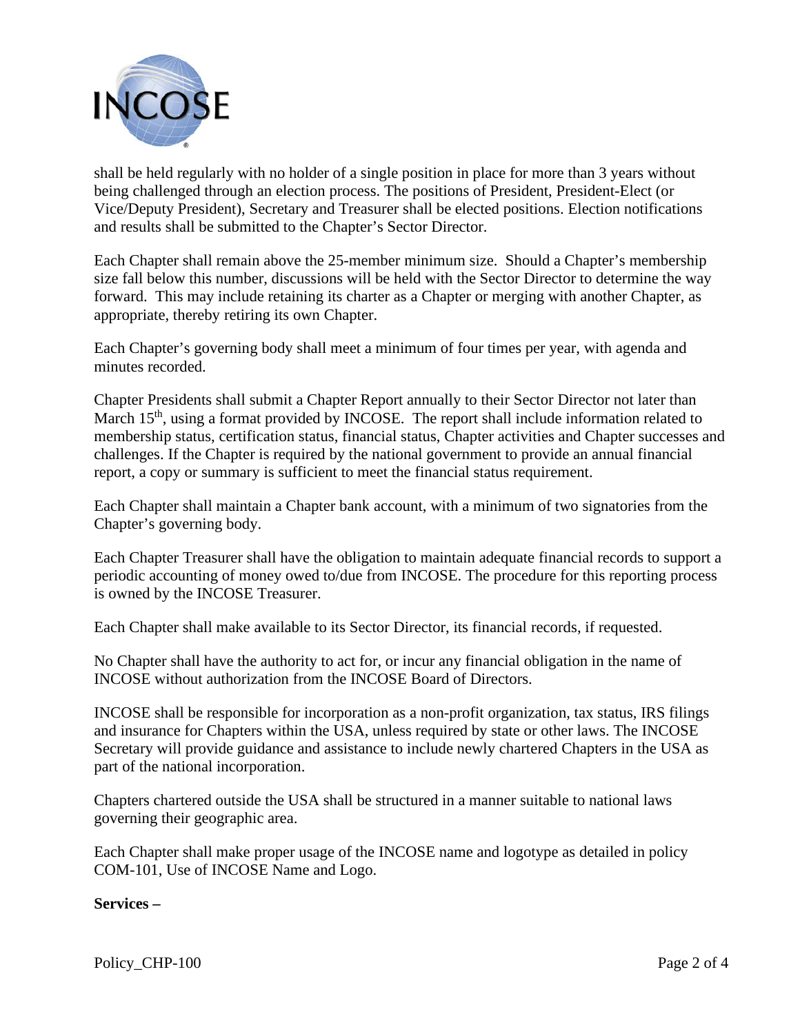shall be held regularly with no holder of a single position in place for more than 3 years without being challenged through an election process. The positions of President, President-Elect (or Vice/Deputy President), Secretary and Treasurer shall be elected positions. Election notifications and results shall be submitted to the Chapter's Sector Director.

Each Chapter shall remain above the 25-member minimum size. Should a Chapter's membership size fall below this number, discussions will be held with the Sector Director to determine the way forward. This may include retaining its charter as a Chapter or merging with another Chapter, as appropriate, thereby retiring its own Chapter.

Each Chapter's governing body shall meet a minimum of four times per year, with agenda and minutes recorded.

Chapter Presidents shall submit a Chapter Report annually to their Sector Director not later than March 15th, using a format provided by INCOSE. The report shall include information related to membership status, certification status, financial status, Chapter activities and Chapter successes and challenges. If the Chapter is required by the national government to provide an annual financial report, a copy or summary is sufficient to meet the financial status requirement.

Each Chapter shall maintain a Chapter bank account, with a minimum of two signatories from the Chapter's governing body.

Each Chapter Treasurer shall have the obligation to maintain adequate financial records to support a periodic accounting of money owed to/due from INCOSE. The procedure for this reporting process is owned by the INCOSE Treasurer.

Each Chapter shall make available to its Sector Director, its financial records, if requested.

No Chapter shall have the authority to act for, or incur any financial obligation in the name of INCOSE without authorization from the INCOSE Board of Directors.

INCOSE shall be responsible for incorporation as a non-profit organization, tax status, IRS filings and insurance for Chapters within the USA, unless required by state or other laws. The INCOSE Secretary will provide guidance and assistance to include newly chartered Chapters in the USA as part of the national incorporation.

Chapters chartered outside the USA shall be structured in a manner suitable to national laws governing their geographic area.

Each Chapter shall make proper usage of the INCOSE name and logotype as detailed in policy COM-101, Use of INCOSE Name and Logo.

**Services –**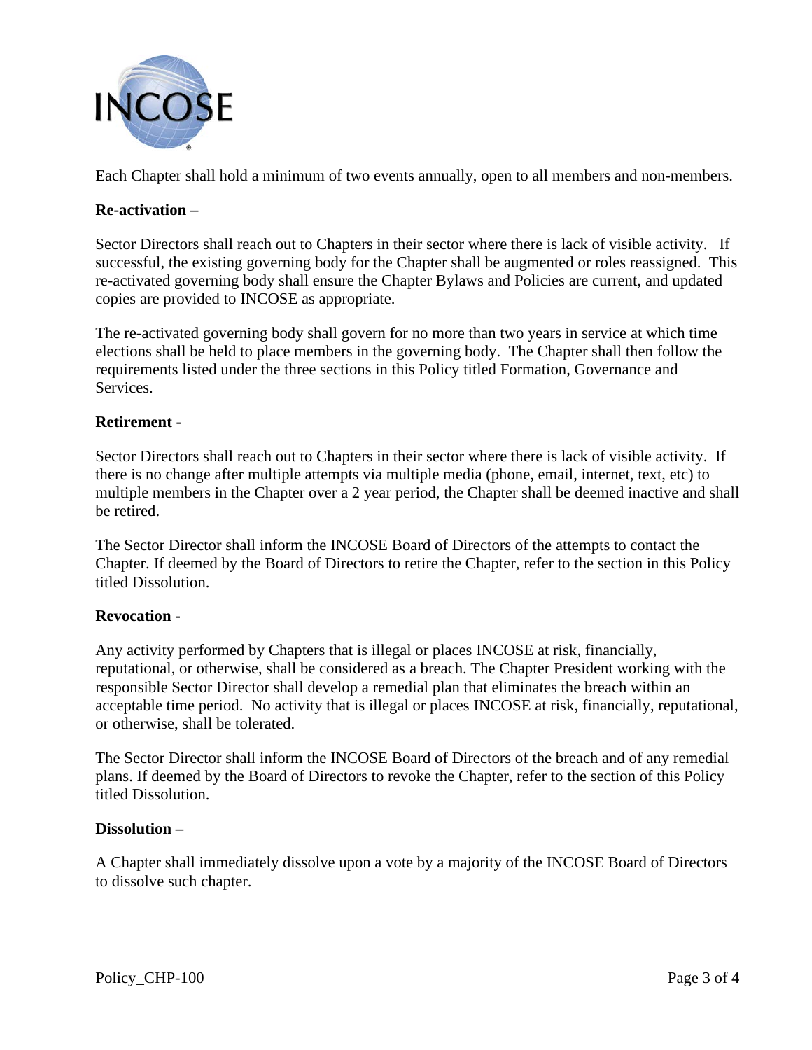Each Chapter shall hold a minimum of two events annually, open to all members and non-members.

**Re-activation –**

Sector Directors shall reach out to Chapters in their sector where there is lack of visible activity. If successful, the existing governing body for the Chapter shall be augmented or roles reassigned. This re-activated governing body shall ensure the Chapter Bylaws and Policies are current, and updated copies are provided to INCOSE as appropriate.

The re-activated governing body shall govern for no more than two years in service at which time elections shall be held to place members in the governing body. The Chapter shall then follow the requirements listed under the three sections in this Policy titled Formation, Governance and Services.

**Retirement -**

Sector Directors shall reach out to Chapters in their sector where there is lack of visible activity. If there is no change after multiple attempts via multiple media (phone, email, internet, text, etc) to multiple members in the Chapter over a 2 year period, the Chapter shall be deemed inactive and shall be retired.

The Sector Director shall inform the INCOSE Board of Directors of the attempts to contact the Chapter. If deemed by the Board of Directors to retire the Chapter, refer to the section in this Policy titled Dissolution.

**Revocation -**

Any activity performed by Chapters that is illegal or places INCOSE at risk, financially, reputational, or otherwise, shall be considered as a breach. The Chapter President working with the responsible Sector Director shall develop a remedial plan that eliminates the breach within an acceptable time period. No activity that is illegal or places INCOSE at risk, financially, reputational, or otherwise, shall be tolerated.

The Sector Director shall inform the INCOSE Board of Directors of the breach and of any remedial plans. If deemed by the Board of Directors to revoke the Chapter, refer to the section of this Policy titled Dissolution.

**Dissolution –**

A Chapter shall immediately dissolve upon a vote by a majority of the INCOSE Board of Directors to dissolve such chapter.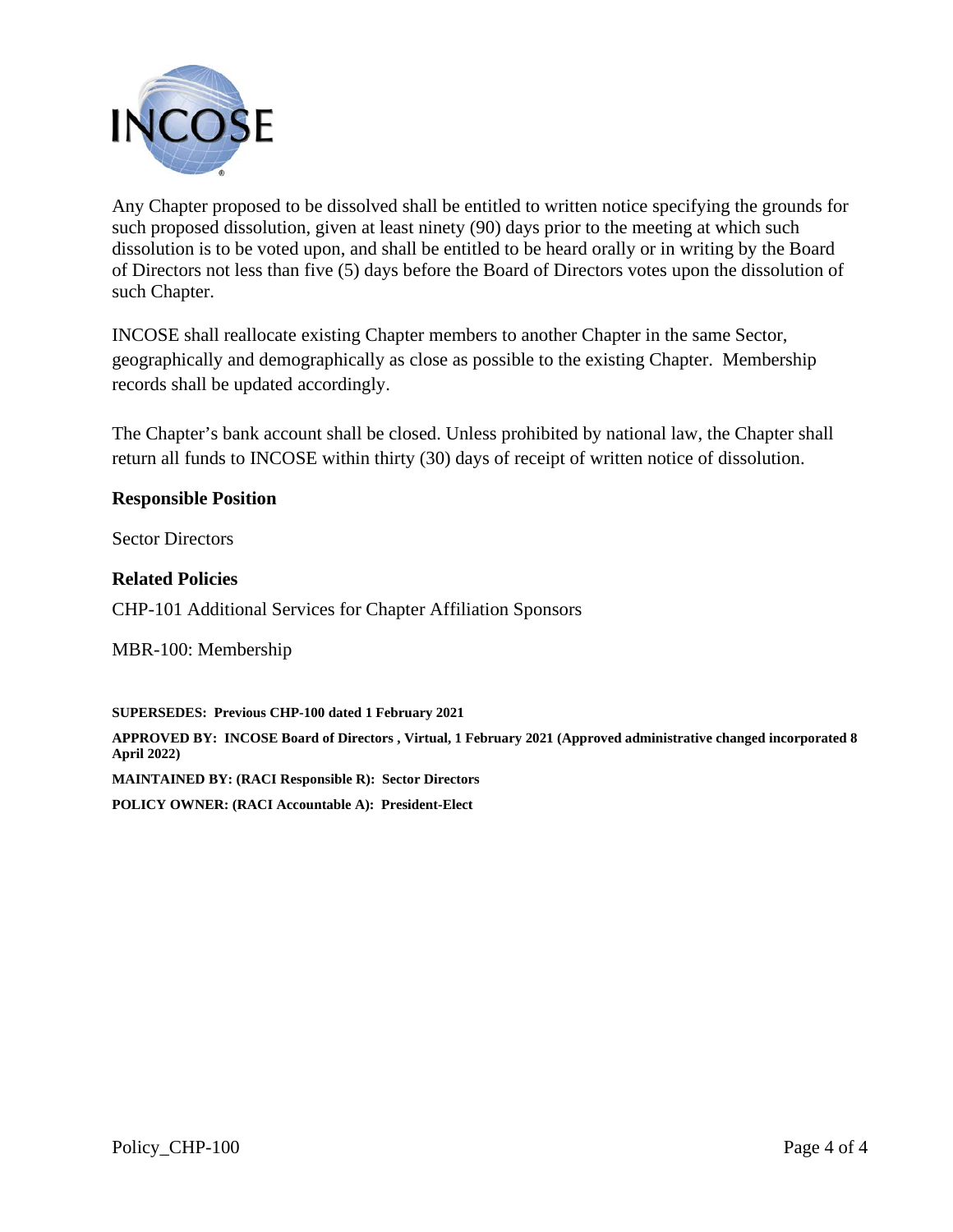Any Chapter proposed to be dissolved shall be entitled to written notice specifying the grounds for such proposed dissolution, given at least ninety (90) days prior to the meeting at which such dissolution is to be voted upon, and shall be entitled to be heard orally or in writing by the Board of Directors not less than five (5) days before the Board of Directors votes upon the dissolution of such Chapter.

INCOSE shall reallocate existing Chapter members to another Chapter in the same Sector, geographically and demographically as close as possible to the existing Chapter. Membership records shall be updated accordingly.

The Chapter's bank account shall be closed. Unless prohibited by national law, the Chapter shall return all funds to INCOSE within thirty (30) days of receipt of written notice of dissolution.

### Responsible Position

Sector Directors

### Related Policies

CHP-101 Additional Services for Chapter Affiliation Sponsors

MBR-100: Membership

**SUPERSEDES: Previous CHP-100 dated 1 February 2021**

**APPROVED BY: INCOSE Board of Directors , Virtual, 1 February 2021 (Approved administrative changed incorporated 8 April 2022)**

**MAINTAINED BY: (RACI Responsible R): Sector Directors**

**POLICY OWNER: (RACI Accountable A): President-Elect**